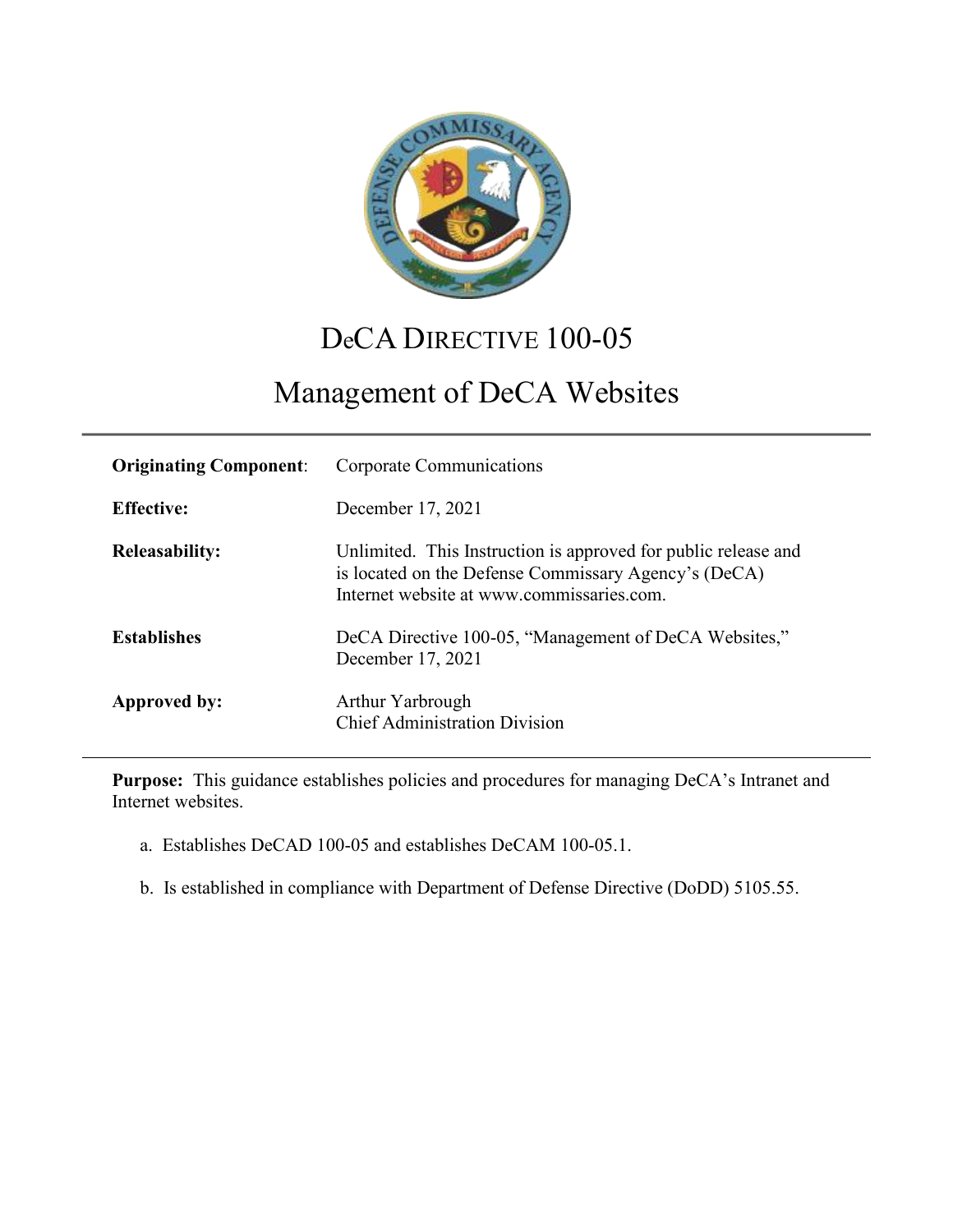# DeCA DIRECTIVE 100-05

# Management of DeCA Websites

| | |
|---|---|
| **Originating Component**: | Corporate Communications |
| **Effective:** | December 17, 2021 |
| **Releasability:** | Unlimited. This Instruction is approved for public release and is located on the Defense Commissary Agency's (DeCA) Internet website at www.commissaries.com. |
| **Establishes** | DeCA Directive 100-05, "Management of DeCA Websites," December 17, 2021 |
| **Approved by:** | Arthur Yarbrough<br>Chief Administration Division |

**Purpose:** This guidance establishes policies and procedures for managing DeCA's Intranet and Internet websites.

a. Establishes DeCAD 100-05 and establishes DeCAM 100-05.1.

b. Is established in compliance with Department of Defense Directive (DoDD) 5105.55.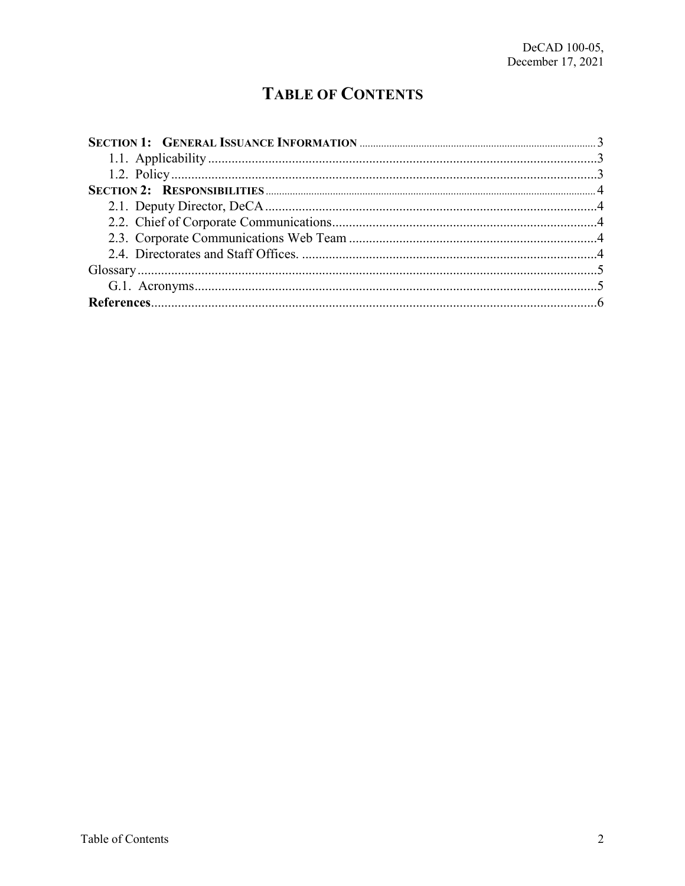# TABLE OF CONTENTS

**SECTION 1: GENERAL ISSUANCE INFORMATION** ... 3
- 1.1. Applicability ... 3
- 1.2. Policy ... 3

**SECTION 2: RESPONSIBILITIES** ... 4
- 2.1. Deputy Director, DeCA ... 4
- 2.2. Chief of Corporate Communications ... 4
- 2.3. Corporate Communications Web Team ... 4
- 2.4. Directorates and Staff Offices. ... 4

Glossary ... 5
- G.1. Acronyms ... 5

**References** ... 6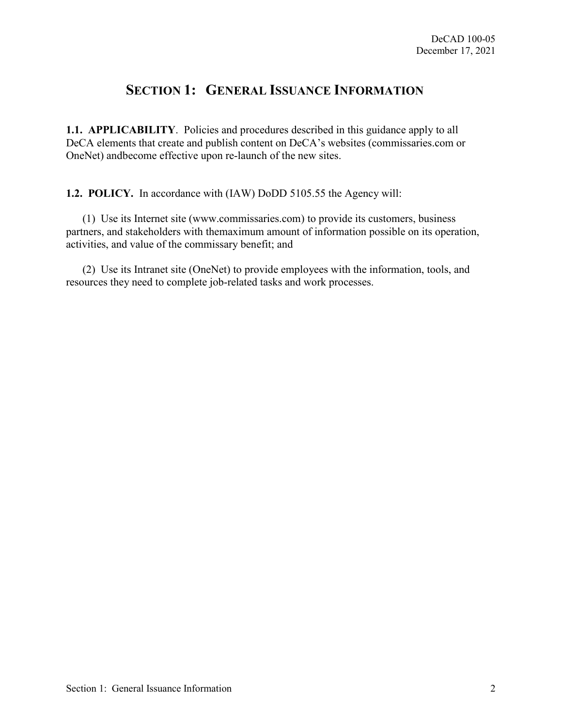# SECTION 1: GENERAL ISSUANCE INFORMATION

**1.1. APPLICABILITY**. Policies and procedures described in this guidance apply to all DeCA elements that create and publish content on DeCA's websites (commissaries.com or OneNet) andbecome effective upon re-launch of the new sites.

**1.2. POLICY.** In accordance with (IAW) DoDD 5105.55 the Agency will:

(1) Use its Internet site (www.commissaries.com) to provide its customers, business partners, and stakeholders with themaximum amount of information possible on its operation, activities, and value of the commissary benefit; and

(2) Use its Intranet site (OneNet) to provide employees with the information, tools, and resources they need to complete job-related tasks and work processes.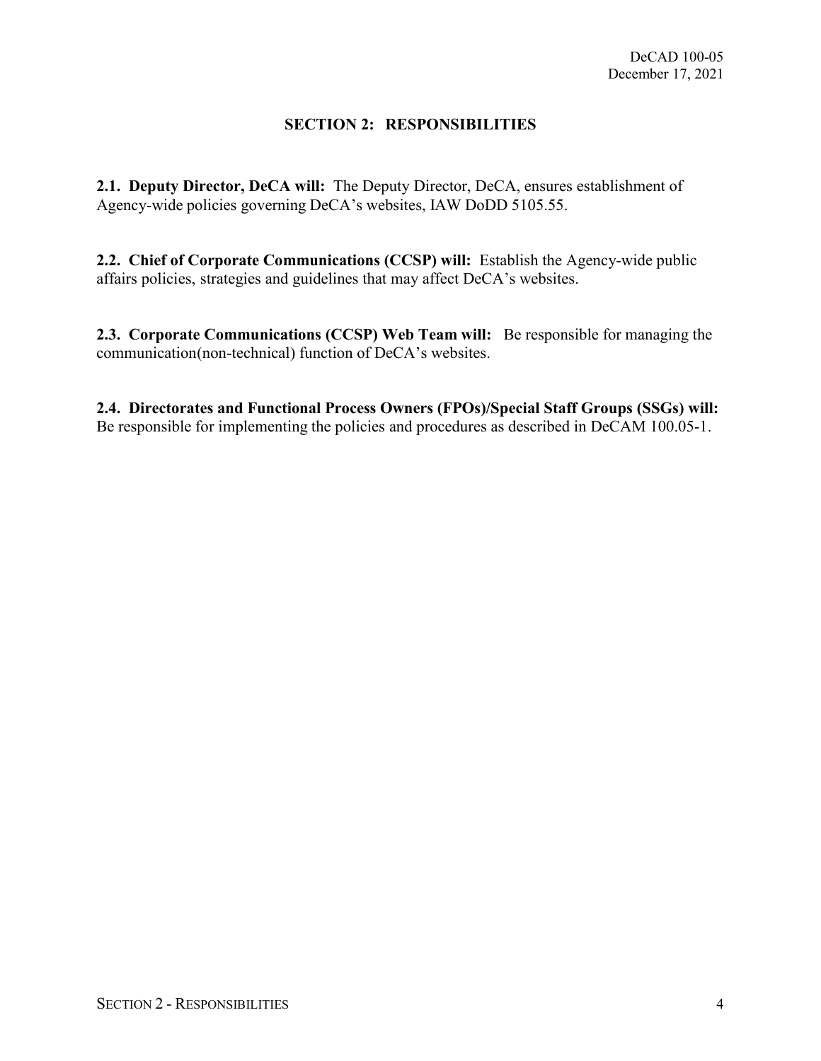## SECTION 2: RESPONSIBILITIES

**2.1. Deputy Director, DeCA will:** The Deputy Director, DeCA, ensures establishment of Agency-wide policies governing DeCA's websites, IAW DoDD 5105.55.

**2.2. Chief of Corporate Communications (CCSP) will:** Establish the Agency-wide public affairs policies, strategies and guidelines that may affect DeCA's websites.

**2.3. Corporate Communications (CCSP) Web Team will:** Be responsible for managing the communication(non-technical) function of DeCA's websites.

**2.4. Directorates and Functional Process Owners (FPOs)/Special Staff Groups (SSGs) will:** Be responsible for implementing the policies and procedures as described in DeCAM 100.05-1.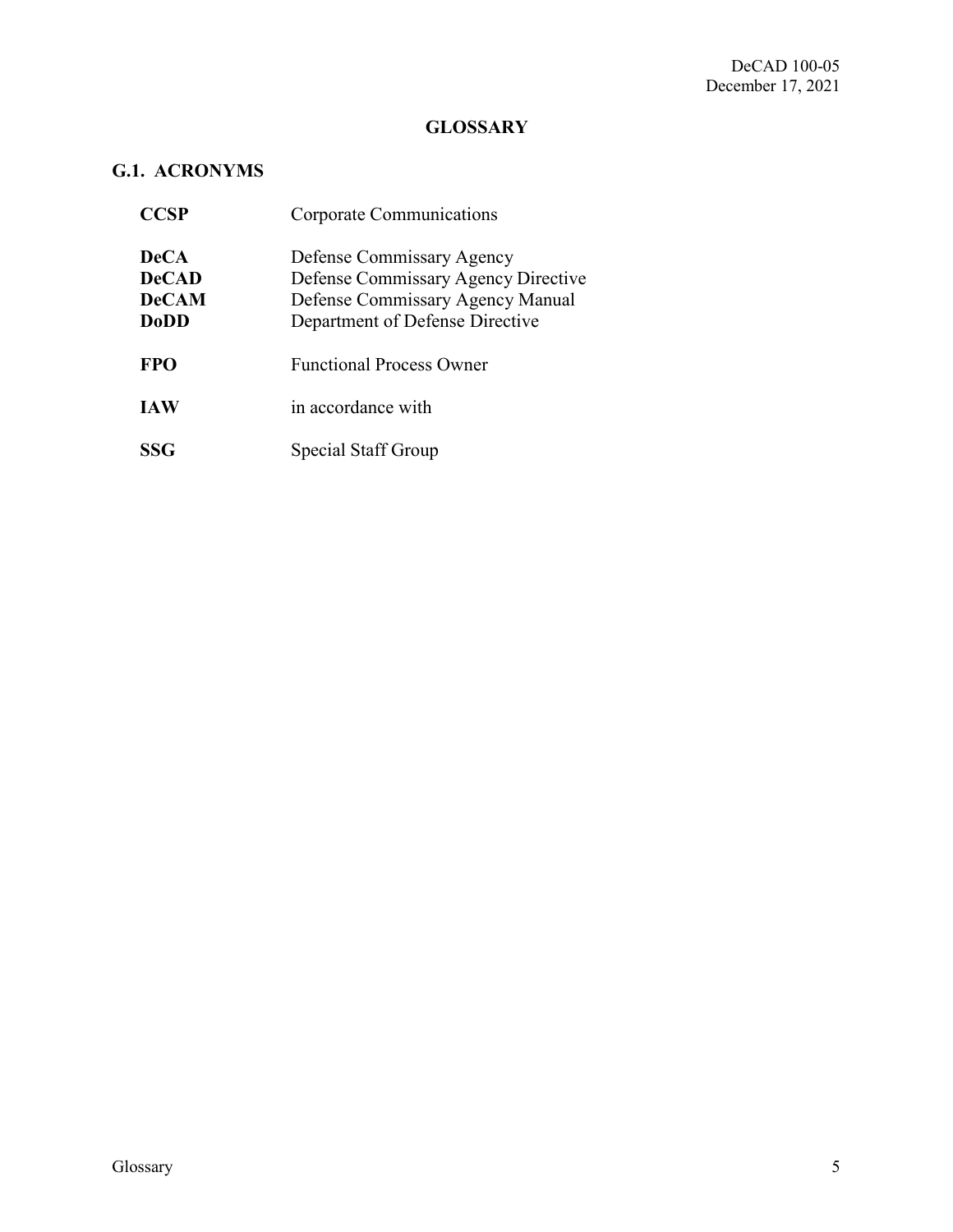# GLOSSARY

## G.1. ACRONYMS

| | |
|---|---|
| **CCSP** | Corporate Communications |
| **DeCA** | Defense Commissary Agency |
| **DeCAD** | Defense Commissary Agency Directive |
| **DeCAM** | Defense Commissary Agency Manual |
| **DoDD** | Department of Defense Directive |
| **FPO** | Functional Process Owner |
| **IAW** | in accordance with |
| **SSG** | Special Staff Group |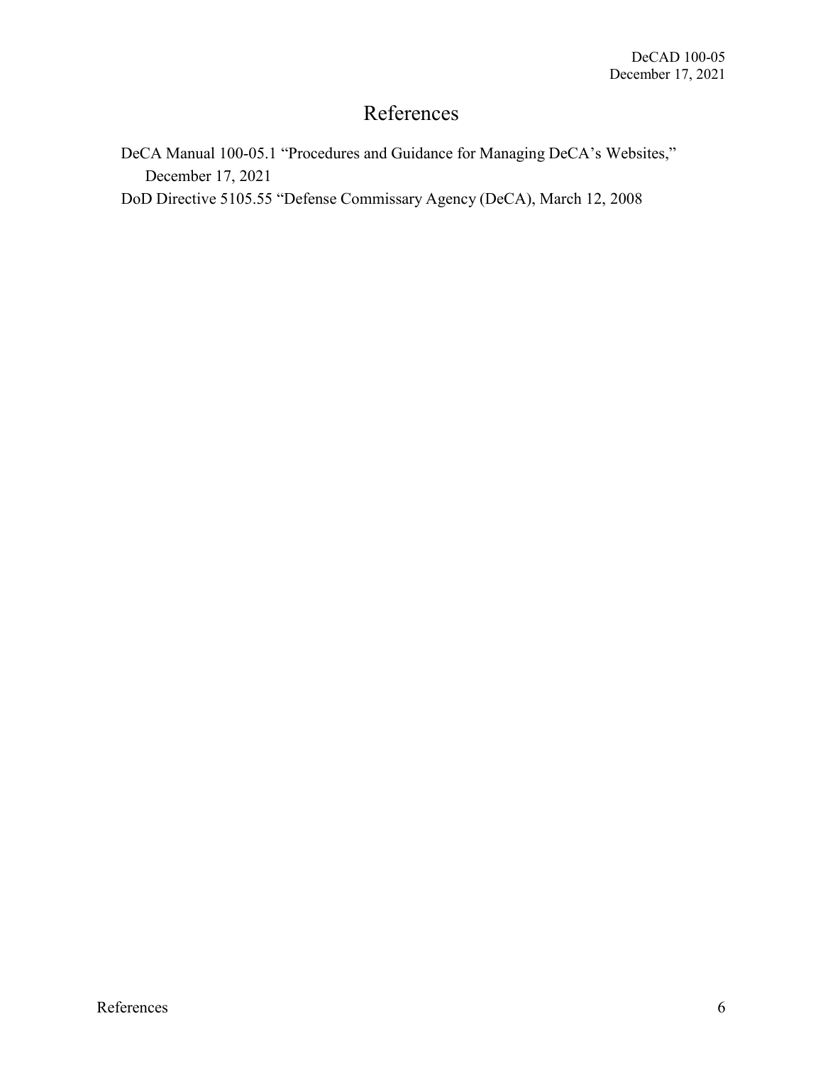# References

DeCA Manual 100-05.1 “Procedures and Guidance for Managing DeCA’s Websites,” December 17, 2021

DoD Directive 5105.55 “Defense Commissary Agency (DeCA), March 12, 2008